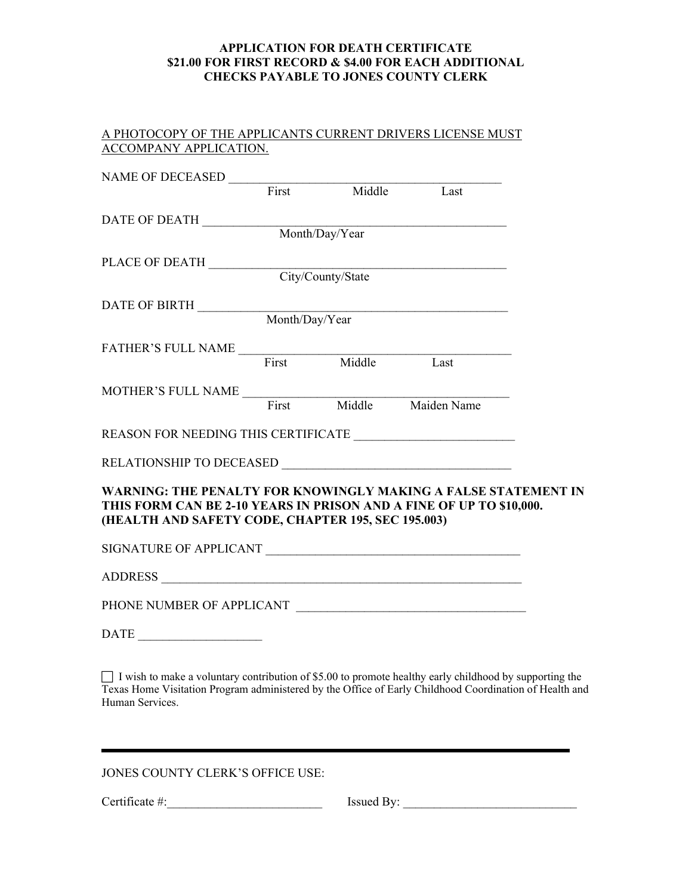**APPLICATION FOR DEATH CERTIFICATE**
**$21.00 FOR FIRST RECORD & $4.00 FOR EACH ADDITIONAL**
**CHECKS PAYABLE TO JONES COUNTY CLERK**

<u>A PHOTOCOPY OF THE APPLICANTS CURRENT DRIVERS LICENSE MUST ACCOMPANY APPLICATION.</u>

NAME OF DECEASED ______________________________________________
First Middle Last

DATE OF DEATH ___________________________________________________
Month/Day/Year

PLACE OF DEATH __________________________________________________
City/County/State

DATE OF BIRTH ___________________________________________________
Month/Day/Year

FATHER'S FULL NAME _____________________________________________
First Middle Last

MOTHER'S FULL NAME _____________________________________________
First Middle Maiden Name

REASON FOR NEEDING THIS CERTIFICATE _________________________

RELATIONSHIP TO DECEASED ____________________________________

**WARNING: THE PENALTY FOR KNOWINGLY MAKING A FALSE STATEMENT IN THIS FORM CAN BE 2-10 YEARS IN PRISON AND A FINE OF UP TO $10,000. (HEALTH AND SAFETY CODE, CHAPTER 195, SEC 195.003)**

SIGNATURE OF APPLICANT __________________________________________

ADDRESS ___________________________________________________________

PHONE NUMBER OF APPLICANT _____________________________________

DATE ____________________

☐ I wish to make a voluntary contribution of $5.00 to promote healthy early childhood by supporting the Texas Home Visitation Program administered by the Office of Early Childhood Coordination of Health and Human Services.

---

JONES COUNTY CLERK'S OFFICE USE:

Certificate #:_________________________ Issued By: ____________________________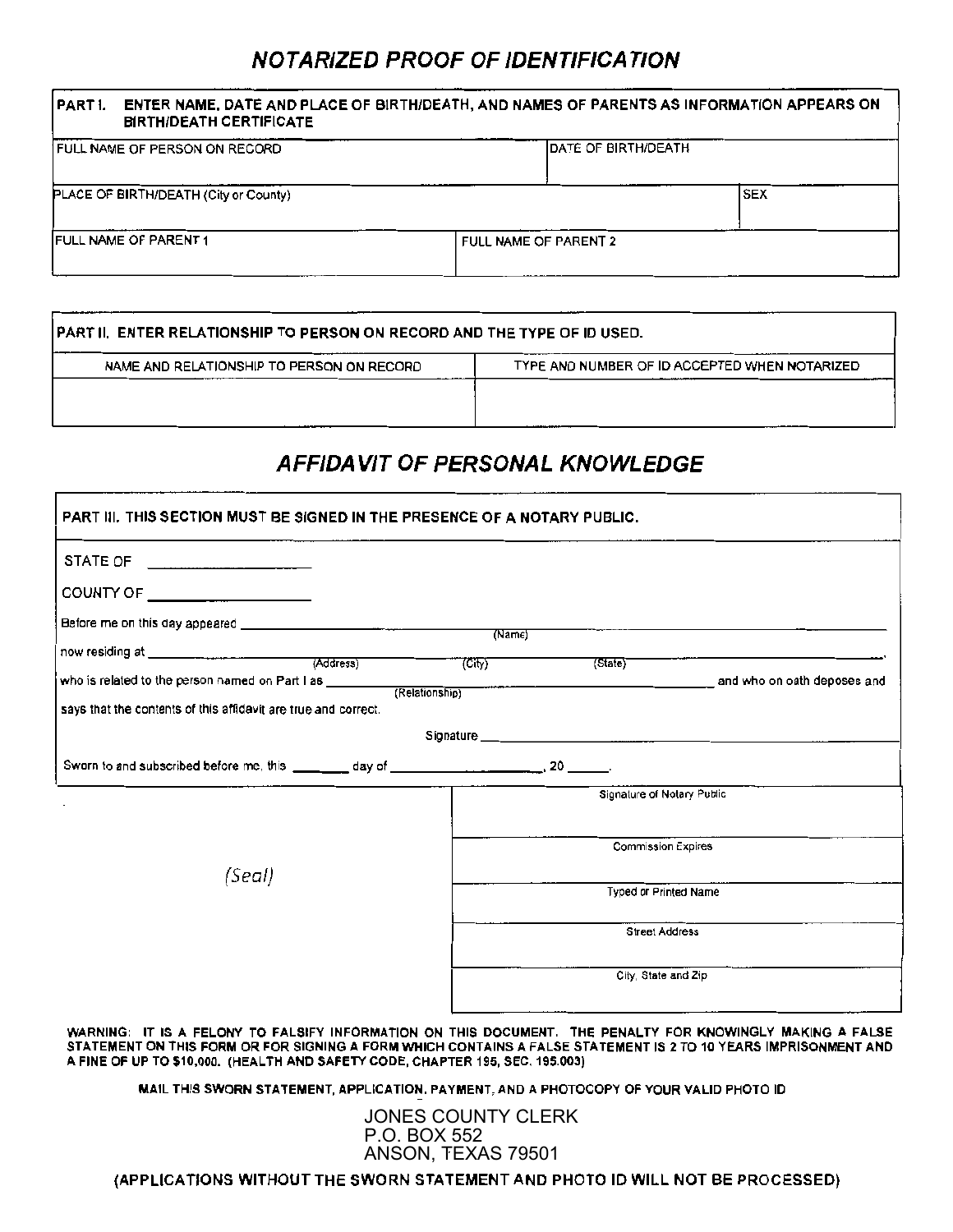# NOTARIZED PROOF OF IDENTIFICATION

| PART I. ENTER NAME, DATE AND PLACE OF BIRTH/DEATH, AND NAMES OF PARENTS AS INFORMATION APPEARS ON BIRTH/DEATH CERTIFICATE | | |
|---|---|---|
| FULL NAME OF PERSON ON RECORD | DATE OF BIRTH/DEATH | |
| PLACE OF BIRTH/DEATH (City or County) | | SEX |
| FULL NAME OF PARENT 1 | FULL NAME OF PARENT 2 | |

| PART II. ENTER RELATIONSHIP TO PERSON ON RECORD AND THE TYPE OF ID USED. | |
|---|---|
| NAME AND RELATIONSHIP TO PERSON ON RECORD | TYPE AND NUMBER OF ID ACCEPTED WHEN NOTARIZED |
| | |

# AFFIDAVIT OF PERSONAL KNOWLEDGE

**PART III. THIS SECTION MUST BE SIGNED IN THE PRESENCE OF A NOTARY PUBLIC.**

STATE OF ____________________

COUNTY OF ____________________

Before me on this day appeared ______________________________ (Name)

now residing at ______________ (Address) ______________ (City) ______________ (State),

who is related to the person named on Part I as ______________________ (Relationship) and who on oath deposes and says that the contents of this affidavit are true and correct.

Signature ______________________________

Sworn to and subscribed before me, this ________ day of ____________________, 20 ______.

(Seal)

| |
|---|
| Signature of Notary Public |
| Commission Expires |
| Typed or Printed Name |
| Street Address |
| City, State and Zip |

**WARNING: IT IS A FELONY TO FALSIFY INFORMATION ON THIS DOCUMENT. THE PENALTY FOR KNOWINGLY MAKING A FALSE STATEMENT ON THIS FORM OR FOR SIGNING A FORM WHICH CONTAINS A FALSE STATEMENT IS 2 TO 10 YEARS IMPRISONMENT AND A FINE OF UP TO $10,000. (HEALTH AND SAFETY CODE, CHAPTER 195, SEC. 195.003)**

**MAIL THIS SWORN STATEMENT, APPLICATION, PAYMENT, AND A PHOTOCOPY OF YOUR VALID PHOTO ID**

JONES COUNTY CLERK
P.O. BOX 552
ANSON, TEXAS 79501

**(APPLICATIONS WITHOUT THE SWORN STATEMENT AND PHOTO ID WILL NOT BE PROCESSED)**